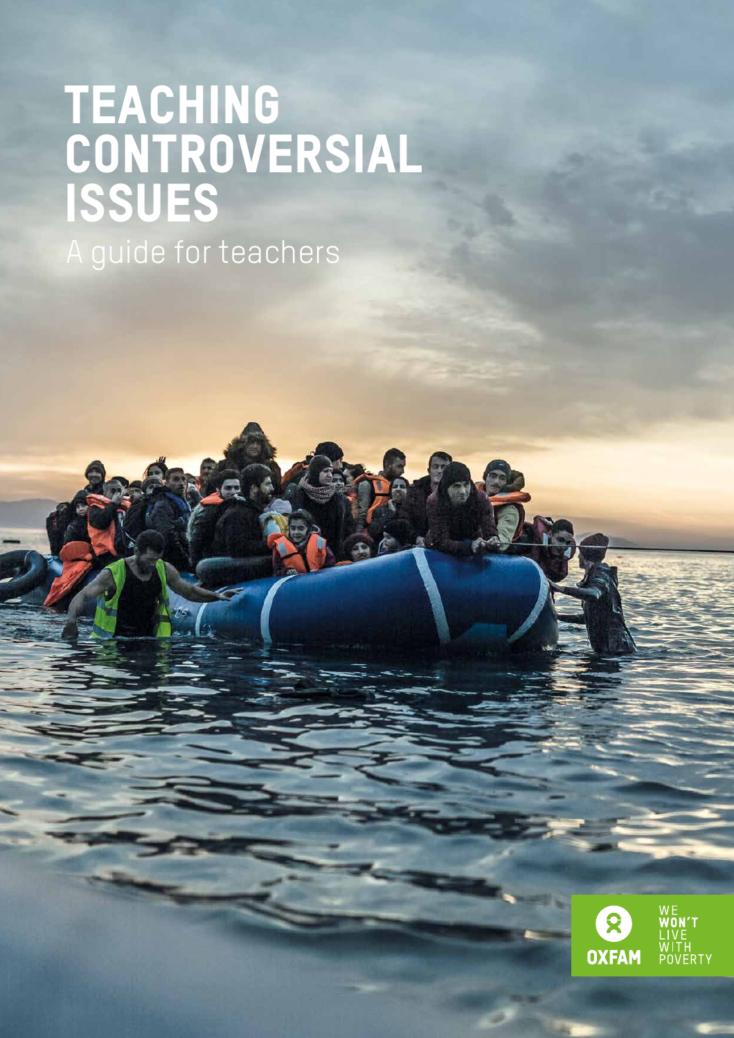# TEACHING CONTROVERSIAL ISSUES

A guide for teachers

OXFAM

WE WON'T LIVE WITH POVERTY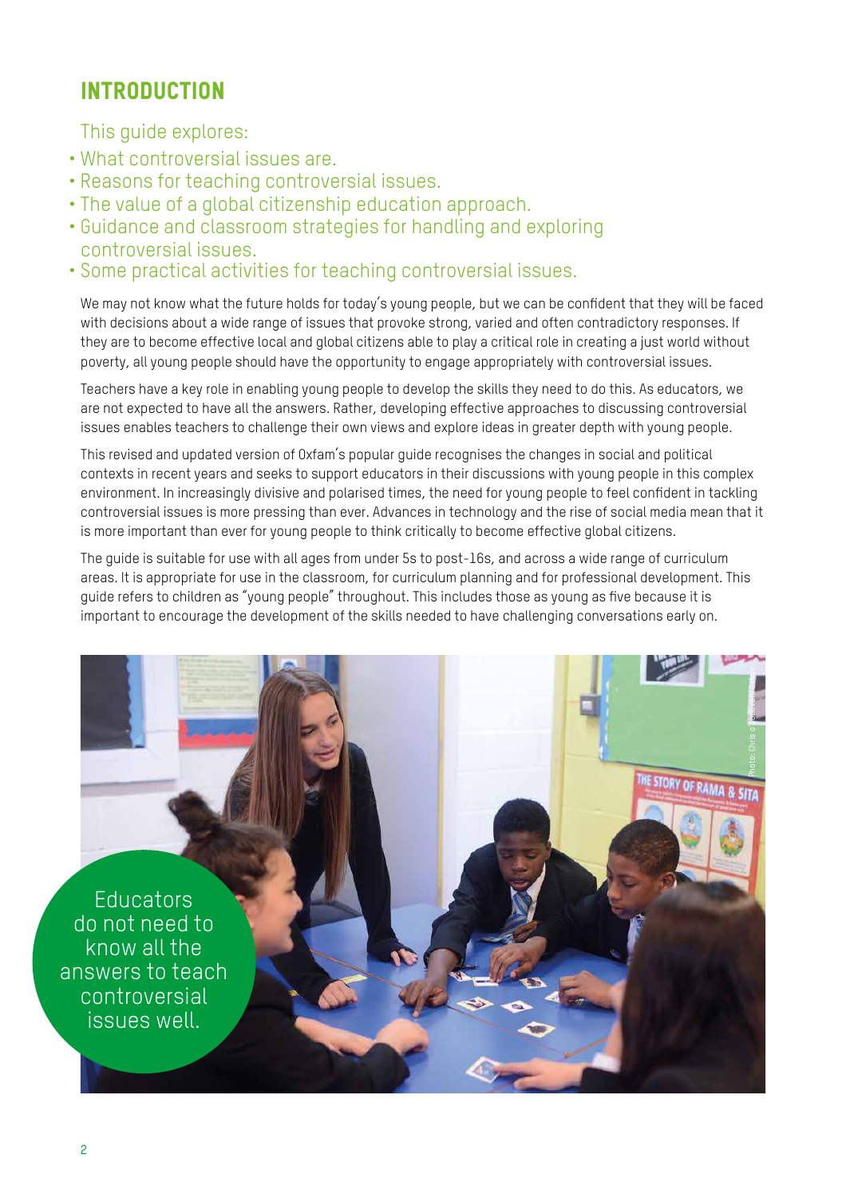## INTRODUCTION

This guide explores:

- What controversial issues are.
- Reasons for teaching controversial issues.
- The value of a global citizenship education approach.
- Guidance and classroom strategies for handling and exploring controversial issues.
- Some practical activities for teaching controversial issues.

We may not know what the future holds for today's young people, but we can be confident that they will be faced with decisions about a wide range of issues that provoke strong, varied and often contradictory responses. If they are to become effective local and global citizens able to play a critical role in creating a just world without poverty, all young people should have the opportunity to engage appropriately with controversial issues.

Teachers have a key role in enabling young people to develop the skills they need to do this. As educators, we are not expected to have all the answers. Rather, developing effective approaches to discussing controversial issues enables teachers to challenge their own views and explore ideas in greater depth with young people.

This revised and updated version of Oxfam's popular guide recognises the changes in social and political contexts in recent years and seeks to support educators in their discussions with young people in this complex environment. In increasingly divisive and polarised times, the need for young people to feel confident in tackling controversial issues is more pressing than ever. Advances in technology and the rise of social media mean that it is more important than ever for young people to think critically to become effective global citizens.

The guide is suitable for use with all ages from under 5s to post-16s, and across a wide range of curriculum areas. It is appropriate for use in the classroom, for curriculum planning and for professional development. This guide refers to children as "young people" throughout. This includes those as young as five because it is important to encourage the development of the skills needed to have challenging conversations early on.

Educators do not need to know all the answers to teach controversial issues well.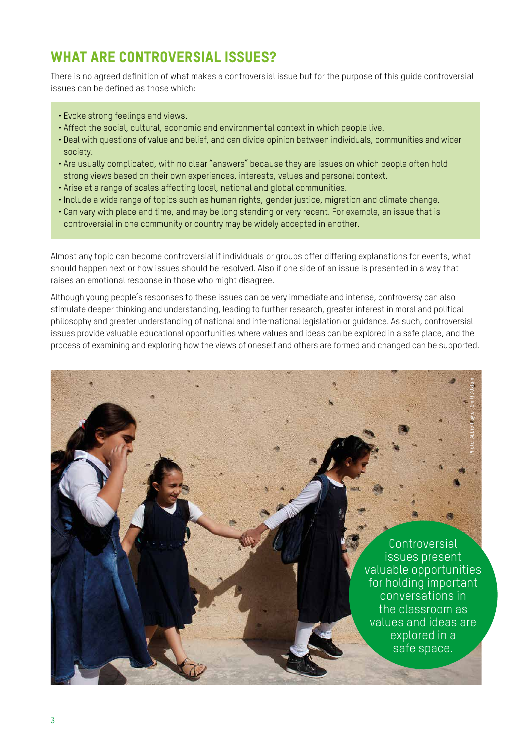## WHAT ARE CONTROVERSIAL ISSUES?

There is no agreed definition of what makes a controversial issue but for the purpose of this guide controversial issues can be defined as those which:

- Evoke strong feelings and views.
- Affect the social, cultural, economic and environmental context in which people live.
- Deal with questions of value and belief, and can divide opinion between individuals, communities and wider society.
- Are usually complicated, with no clear "answers" because they are issues on which people often hold strong views based on their own experiences, interests, values and personal context.
- Arise at a range of scales affecting local, national and global communities.
- Include a wide range of topics such as human rights, gender justice, migration and climate change.
- Can vary with place and time, and may be long standing or very recent. For example, an issue that is controversial in one community or country may be widely accepted in another.

Almost any topic can become controversial if individuals or groups offer differing explanations for events, what should happen next or how issues should be resolved. Also if one side of an issue is presented in a way that raises an emotional response in those who might disagree.

Although young people's responses to these issues can be very immediate and intense, controversy can also stimulate deeper thinking and understanding, leading to further research, greater interest in moral and political philosophy and greater understanding of national and international legislation or guidance. As such, controversial issues provide valuable educational opportunities where values and ideas can be explored in a safe place, and the process of examining and exploring how the views of oneself and others are formed and changed can be supported.

Photo: Abbie Trayler-Smith/Oxfam

Controversial issues present valuable opportunities for holding important conversations in the classroom as values and ideas are explored in a safe space.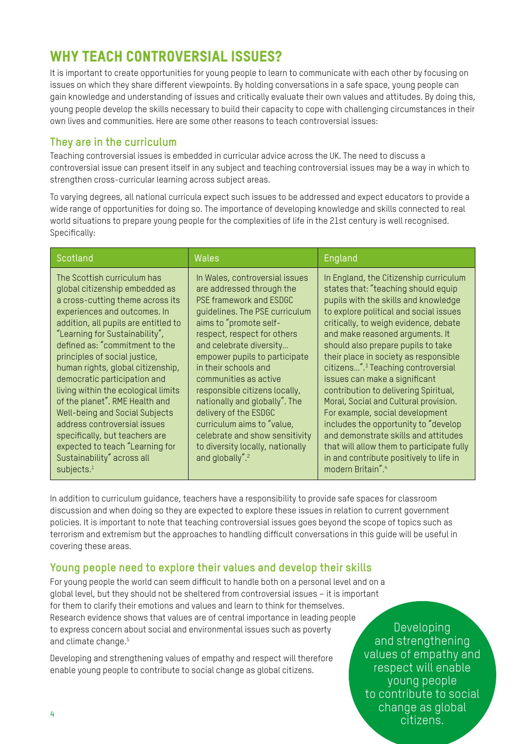## WHY TEACH CONTROVERSIAL ISSUES?

It is important to create opportunities for young people to learn to communicate with each other by focusing on issues on which they share different viewpoints. By holding conversations in a safe space, young people can gain knowledge and understanding of issues and critically evaluate their own values and attitudes. By doing this, young people develop the skills necessary to build their capacity to cope with challenging circumstances in their own lives and communities. Here are some other reasons to teach controversial issues:

### They are in the curriculum

Teaching controversial issues is embedded in curricular advice across the UK. The need to discuss a controversial issue can present itself in any subject and teaching controversial issues may be a way in which to strengthen cross-curricular learning across subject areas.

To varying degrees, all national curricula expect such issues to be addressed and expect educators to provide a wide range of opportunities for doing so. The importance of developing knowledge and skills connected to real world situations to prepare young people for the complexities of life in the 21st century is well recognised. Specifically:

| Scotland | Wales | England |
|---|---|---|
| The Scottish curriculum has global citizenship embedded as a cross-cutting theme across its experiences and outcomes. In addition, all pupils are entitled to "Learning for Sustainability", defined as: "commitment to the principles of social justice, human rights, global citizenship, democratic participation and living within the ecological limits of the planet". RME Health and Well-being and Social Subjects address controversial issues specifically, but teachers are expected to teach "Learning for Sustainability" across all subjects.[1] | In Wales, controversial issues are addressed through the PSE framework and ESDGC guidelines. The PSE curriculum aims to "promote self-respect, respect for others and celebrate diversity… empower pupils to participate in their schools and communities as active responsible citizens locally, nationally and globally". The delivery of the ESDGC curriculum aims to "value, celebrate and show sensitivity to diversity locally, nationally and globally".[2] | In England, the Citizenship curriculum states that: "teaching should equip pupils with the skills and knowledge to explore political and social issues critically, to weigh evidence, debate and make reasoned arguments. It should also prepare pupils to take their place in society as responsible citizens…".[3] Teaching controversial issues can make a significant contribution to delivering Spiritual, Moral, Social and Cultural provision. For example, social development includes the opportunity to "develop and demonstrate skills and attitudes that will allow them to participate fully in and contribute positively to life in modern Britain".[4] |

In addition to curriculum guidance, teachers have a responsibility to provide safe spaces for classroom discussion and when doing so they are expected to explore these issues in relation to current government policies. It is important to note that teaching controversial issues goes beyond the scope of topics such as terrorism and extremism but the approaches to handling difficult conversations in this guide will be useful in covering these areas.

### Young people need to explore their values and develop their skills

For young people the world can seem difficult to handle both on a personal level and on a global level, but they should not be sheltered from controversial issues – it is important for them to clarify their emotions and values and learn to think for themselves. Research evidence shows that values are of central importance in leading people to express concern about social and environmental issues such as poverty and climate change.[5]

Developing and strengthening values of empathy and respect will therefore enable young people to contribute to social change as global citizens.

Developing and strengthening values of empathy and respect will enable young people to contribute to social change as global citizens.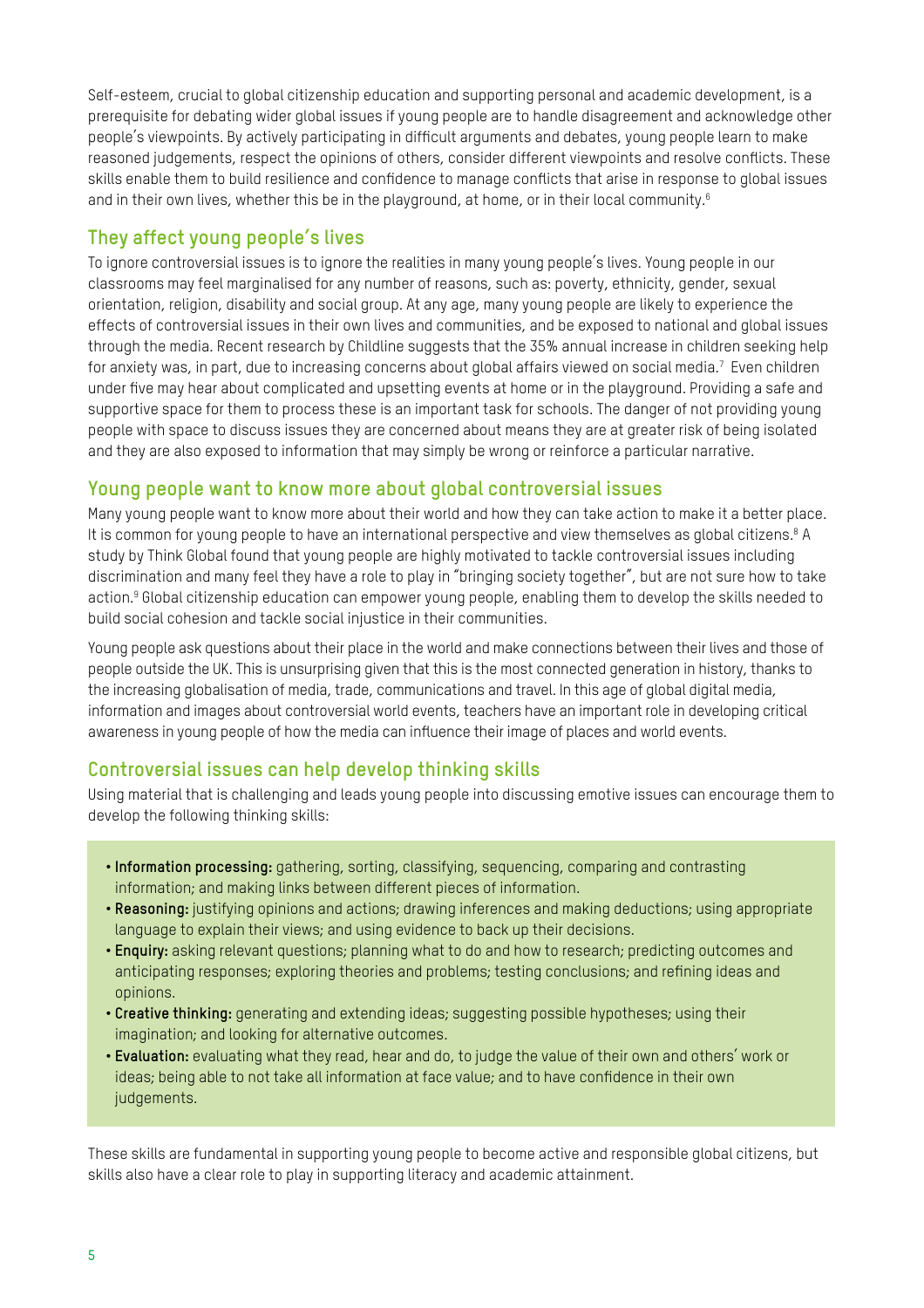Self-esteem, crucial to global citizenship education and supporting personal and academic development, is a prerequisite for debating wider global issues if young people are to handle disagreement and acknowledge other people's viewpoints. By actively participating in difficult arguments and debates, young people learn to make reasoned judgements, respect the opinions of others, consider different viewpoints and resolve conflicts. These skills enable them to build resilience and confidence to manage conflicts that arise in response to global issues and in their own lives, whether this be in the playground, at home, or in their local community.[6]

## They affect young people's lives

To ignore controversial issues is to ignore the realities in many young people's lives. Young people in our classrooms may feel marginalised for any number of reasons, such as: poverty, ethnicity, gender, sexual orientation, religion, disability and social group. At any age, many young people are likely to experience the effects of controversial issues in their own lives and communities, and be exposed to national and global issues through the media. Recent research by Childline suggests that the 35% annual increase in children seeking help for anxiety was, in part, due to increasing concerns about global affairs viewed on social media.[7] Even children under five may hear about complicated and upsetting events at home or in the playground. Providing a safe and supportive space for them to process these is an important task for schools. The danger of not providing young people with space to discuss issues they are concerned about means they are at greater risk of being isolated and they are also exposed to information that may simply be wrong or reinforce a particular narrative.

## Young people want to know more about global controversial issues

Many young people want to know more about their world and how they can take action to make it a better place. It is common for young people to have an international perspective and view themselves as global citizens.[8] A study by Think Global found that young people are highly motivated to tackle controversial issues including discrimination and many feel they have a role to play in "bringing society together", but are not sure how to take action.[9] Global citizenship education can empower young people, enabling them to develop the skills needed to build social cohesion and tackle social injustice in their communities.

Young people ask questions about their place in the world and make connections between their lives and those of people outside the UK. This is unsurprising given that this is the most connected generation in history, thanks to the increasing globalisation of media, trade, communications and travel. In this age of global digital media, information and images about controversial world events, teachers have an important role in developing critical awareness in young people of how the media can influence their image of places and world events.

## Controversial issues can help develop thinking skills

Using material that is challenging and leads young people into discussing emotive issues can encourage them to develop the following thinking skills:

- **Information processing:** gathering, sorting, classifying, sequencing, comparing and contrasting information; and making links between different pieces of information.
- **Reasoning:** justifying opinions and actions; drawing inferences and making deductions; using appropriate language to explain their views; and using evidence to back up their decisions.
- **Enquiry:** asking relevant questions; planning what to do and how to research; predicting outcomes and anticipating responses; exploring theories and problems; testing conclusions; and refining ideas and opinions.
- **Creative thinking:** generating and extending ideas; suggesting possible hypotheses; using their imagination; and looking for alternative outcomes.
- **Evaluation:** evaluating what they read, hear and do, to judge the value of their own and others' work or ideas; being able to not take all information at face value; and to have confidence in their own judgements.

These skills are fundamental in supporting young people to become active and responsible global citizens, but skills also have a clear role to play in supporting literacy and academic attainment.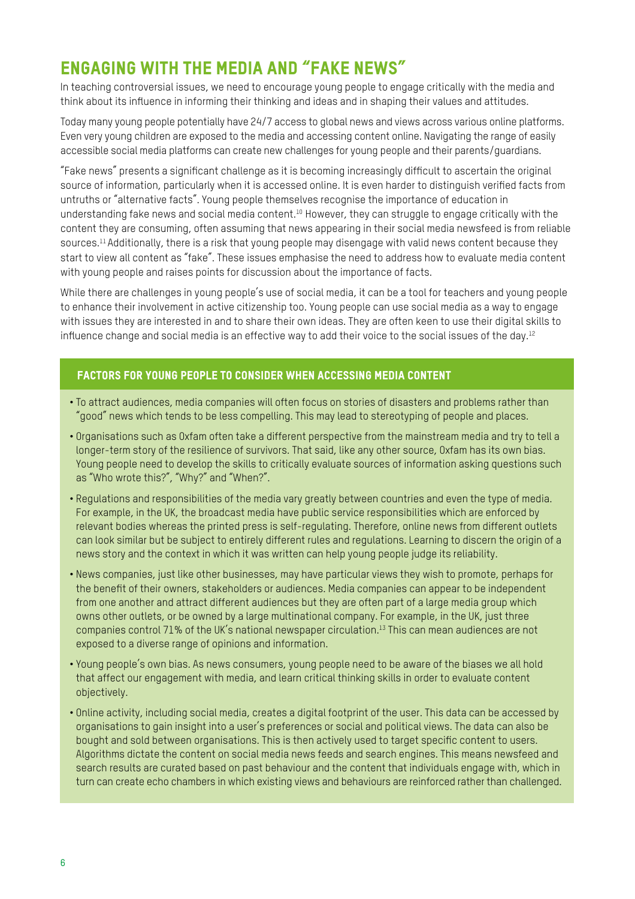## ENGAGING WITH THE MEDIA AND "FAKE NEWS"

In teaching controversial issues, we need to encourage young people to engage critically with the media and think about its influence in informing their thinking and ideas and in shaping their values and attitudes.

Today many young people potentially have 24/7 access to global news and views across various online platforms. Even very young children are exposed to the media and accessing content online. Navigating the range of easily accessible social media platforms can create new challenges for young people and their parents/guardians.

"Fake news" presents a significant challenge as it is becoming increasingly difficult to ascertain the original source of information, particularly when it is accessed online. It is even harder to distinguish verified facts from untruths or "alternative facts". Young people themselves recognise the importance of education in understanding fake news and social media content.[10] However, they can struggle to engage critically with the content they are consuming, often assuming that news appearing in their social media newsfeed is from reliable sources.[11] Additionally, there is a risk that young people may disengage with valid news content because they start to view all content as "fake". These issues emphasise the need to address how to evaluate media content with young people and raises points for discussion about the importance of facts.

While there are challenges in young people's use of social media, it can be a tool for teachers and young people to enhance their involvement in active citizenship too. Young people can use social media as a way to engage with issues they are interested in and to share their own ideas. They are often keen to use their digital skills to influence change and social media is an effective way to add their voice to the social issues of the day.[12]

### FACTORS FOR YOUNG PEOPLE TO CONSIDER WHEN ACCESSING MEDIA CONTENT

- To attract audiences, media companies will often focus on stories of disasters and problems rather than "good" news which tends to be less compelling. This may lead to stereotyping of people and places.
- Organisations such as Oxfam often take a different perspective from the mainstream media and try to tell a longer-term story of the resilience of survivors. That said, like any other source, Oxfam has its own bias. Young people need to develop the skills to critically evaluate sources of information asking questions such as "Who wrote this?", "Why?" and "When?".
- Regulations and responsibilities of the media vary greatly between countries and even the type of media. For example, in the UK, the broadcast media have public service responsibilities which are enforced by relevant bodies whereas the printed press is self-regulating. Therefore, online news from different outlets can look similar but be subject to entirely different rules and regulations. Learning to discern the origin of a news story and the context in which it was written can help young people judge its reliability.
- News companies, just like other businesses, may have particular views they wish to promote, perhaps for the benefit of their owners, stakeholders or audiences. Media companies can appear to be independent from one another and attract different audiences but they are often part of a large media group which owns other outlets, or be owned by a large multinational company. For example, in the UK, just three companies control 71% of the UK's national newspaper circulation.[13] This can mean audiences are not exposed to a diverse range of opinions and information.
- Young people's own bias. As news consumers, young people need to be aware of the biases we all hold that affect our engagement with media, and learn critical thinking skills in order to evaluate content objectively.
- Online activity, including social media, creates a digital footprint of the user. This data can be accessed by organisations to gain insight into a user's preferences or social and political views. The data can also be bought and sold between organisations. This is then actively used to target specific content to users. Algorithms dictate the content on social media news feeds and search engines. This means newsfeed and search results are curated based on past behaviour and the content that individuals engage with, which in turn can create echo chambers in which existing views and behaviours are reinforced rather than challenged.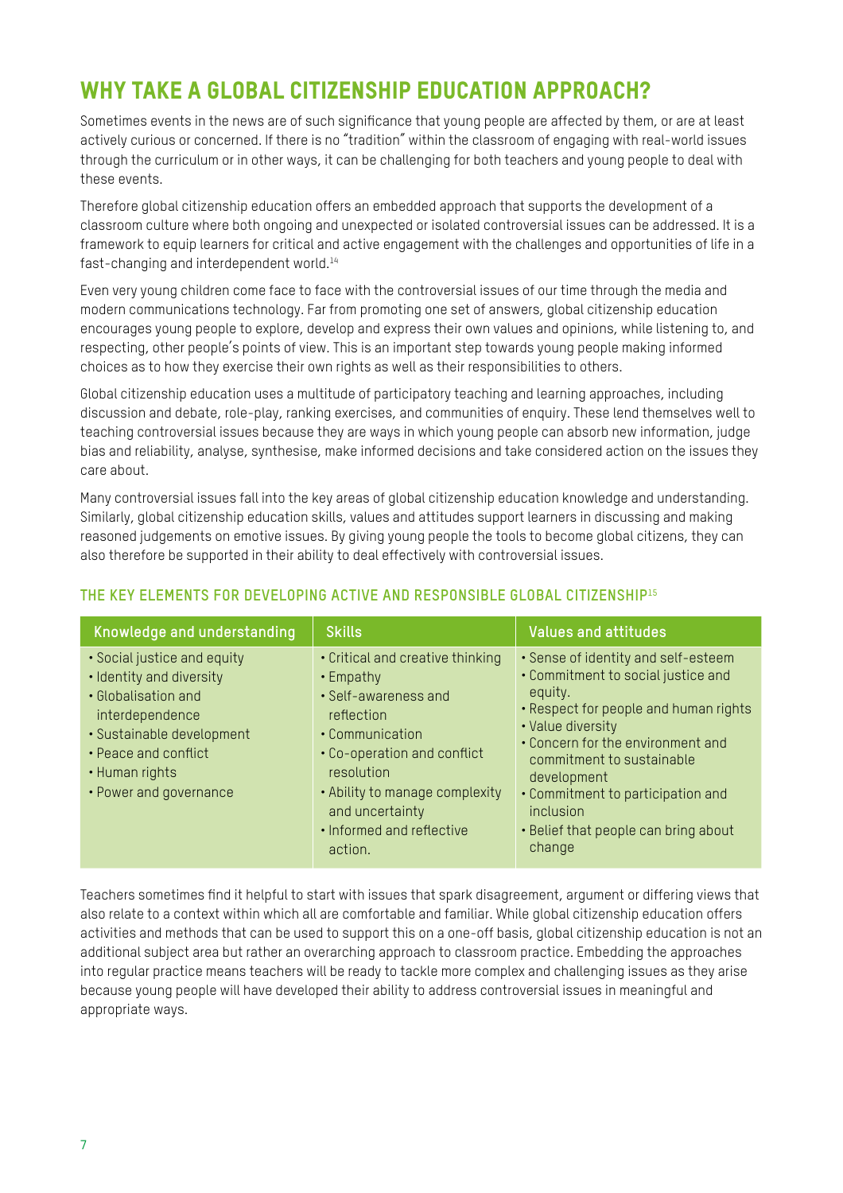## WHY TAKE A GLOBAL CITIZENSHIP EDUCATION APPROACH?

Sometimes events in the news are of such significance that young people are affected by them, or are at least actively curious or concerned. If there is no "tradition" within the classroom of engaging with real-world issues through the curriculum or in other ways, it can be challenging for both teachers and young people to deal with these events.

Therefore global citizenship education offers an embedded approach that supports the development of a classroom culture where both ongoing and unexpected or isolated controversial issues can be addressed. It is a framework to equip learners for critical and active engagement with the challenges and opportunities of life in a fast-changing and interdependent world.[14]

Even very young children come face to face with the controversial issues of our time through the media and modern communications technology. Far from promoting one set of answers, global citizenship education encourages young people to explore, develop and express their own values and opinions, while listening to, and respecting, other people's points of view. This is an important step towards young people making informed choices as to how they exercise their own rights as well as their responsibilities to others.

Global citizenship education uses a multitude of participatory teaching and learning approaches, including discussion and debate, role-play, ranking exercises, and communities of enquiry. These lend themselves well to teaching controversial issues because they are ways in which young people can absorb new information, judge bias and reliability, analyse, synthesise, make informed decisions and take considered action on the issues they care about.

Many controversial issues fall into the key areas of global citizenship education knowledge and understanding. Similarly, global citizenship education skills, values and attitudes support learners in discussing and making reasoned judgements on emotive issues. By giving young people the tools to become global citizens, they can also therefore be supported in their ability to deal effectively with controversial issues.

### THE KEY ELEMENTS FOR DEVELOPING ACTIVE AND RESPONSIBLE GLOBAL CITIZENSHIP[15]

| Knowledge and understanding | Skills | Values and attitudes |
|---|---|---|
| • Social justice and equity<br>• Identity and diversity<br>• Globalisation and interdependence<br>• Sustainable development<br>• Peace and conflict<br>• Human rights<br>• Power and governance | • Critical and creative thinking<br>• Empathy<br>• Self-awareness and reflection<br>• Communication<br>• Co-operation and conflict resolution<br>• Ability to manage complexity and uncertainty<br>• Informed and reflective action. | • Sense of identity and self-esteem<br>• Commitment to social justice and equity.<br>• Respect for people and human rights<br>• Value diversity<br>• Concern for the environment and commitment to sustainable development<br>• Commitment to participation and inclusion<br>• Belief that people can bring about change |

Teachers sometimes find it helpful to start with issues that spark disagreement, argument or differing views that also relate to a context within which all are comfortable and familiar. While global citizenship education offers activities and methods that can be used to support this on a one-off basis, global citizenship education is not an additional subject area but rather an overarching approach to classroom practice. Embedding the approaches into regular practice means teachers will be ready to tackle more complex and challenging issues as they arise because young people will have developed their ability to address controversial issues in meaningful and appropriate ways.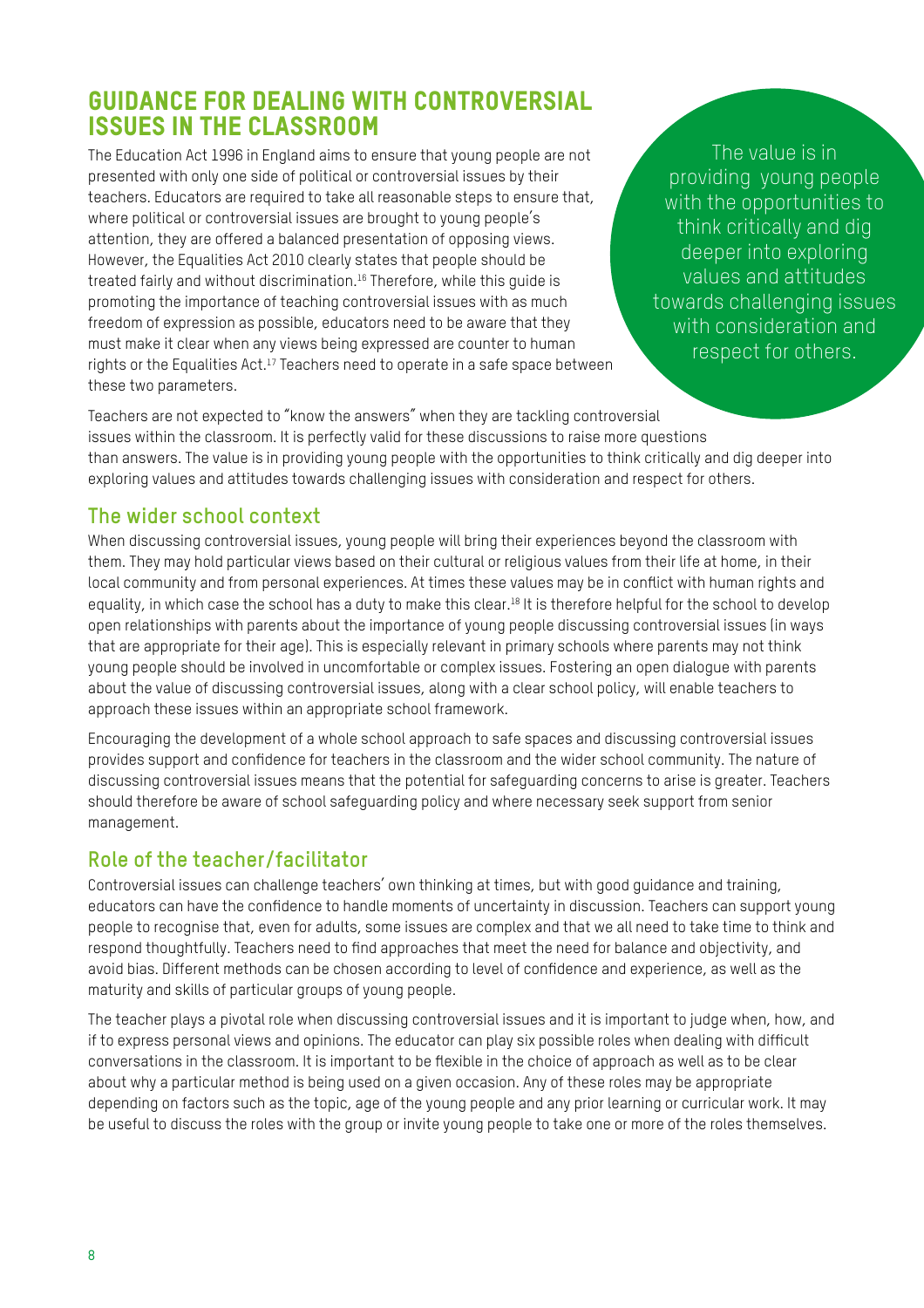## GUIDANCE FOR DEALING WITH CONTROVERSIAL ISSUES IN THE CLASSROOM

The Education Act 1996 in England aims to ensure that young people are not presented with only one side of political or controversial issues by their teachers. Educators are required to take all reasonable steps to ensure that, where political or controversial issues are brought to young people's attention, they are offered a balanced presentation of opposing views. However, the Equalities Act 2010 clearly states that people should be treated fairly and without discrimination.[16] Therefore, while this guide is promoting the importance of teaching controversial issues with as much freedom of expression as possible, educators need to be aware that they must make it clear when any views being expressed are counter to human rights or the Equalities Act.[17] Teachers need to operate in a safe space between these two parameters.

> The value is in providing young people with the opportunities to think critically and dig deeper into exploring values and attitudes towards challenging issues with consideration and respect for others.

Teachers are not expected to "know the answers" when they are tackling controversial issues within the classroom. It is perfectly valid for these discussions to raise more questions than answers. The value is in providing young people with the opportunities to think critically and dig deeper into exploring values and attitudes towards challenging issues with consideration and respect for others.

### The wider school context

When discussing controversial issues, young people will bring their experiences beyond the classroom with them. They may hold particular views based on their cultural or religious values from their life at home, in their local community and from personal experiences. At times these values may be in conflict with human rights and equality, in which case the school has a duty to make this clear.[18] It is therefore helpful for the school to develop open relationships with parents about the importance of young people discussing controversial issues (in ways that are appropriate for their age). This is especially relevant in primary schools where parents may not think young people should be involved in uncomfortable or complex issues. Fostering an open dialogue with parents about the value of discussing controversial issues, along with a clear school policy, will enable teachers to approach these issues within an appropriate school framework.

Encouraging the development of a whole school approach to safe spaces and discussing controversial issues provides support and confidence for teachers in the classroom and the wider school community. The nature of discussing controversial issues means that the potential for safeguarding concerns to arise is greater. Teachers should therefore be aware of school safeguarding policy and where necessary seek support from senior management.

### Role of the teacher/facilitator

Controversial issues can challenge teachers' own thinking at times, but with good guidance and training, educators can have the confidence to handle moments of uncertainty in discussion. Teachers can support young people to recognise that, even for adults, some issues are complex and that we all need to take time to think and respond thoughtfully. Teachers need to find approaches that meet the need for balance and objectivity, and avoid bias. Different methods can be chosen according to level of confidence and experience, as well as the maturity and skills of particular groups of young people.

The teacher plays a pivotal role when discussing controversial issues and it is important to judge when, how, and if to express personal views and opinions. The educator can play six possible roles when dealing with difficult conversations in the classroom. It is important to be flexible in the choice of approach as well as to be clear about why a particular method is being used on a given occasion. Any of these roles may be appropriate depending on factors such as the topic, age of the young people and any prior learning or curricular work. It may be useful to discuss the roles with the group or invite young people to take one or more of the roles themselves.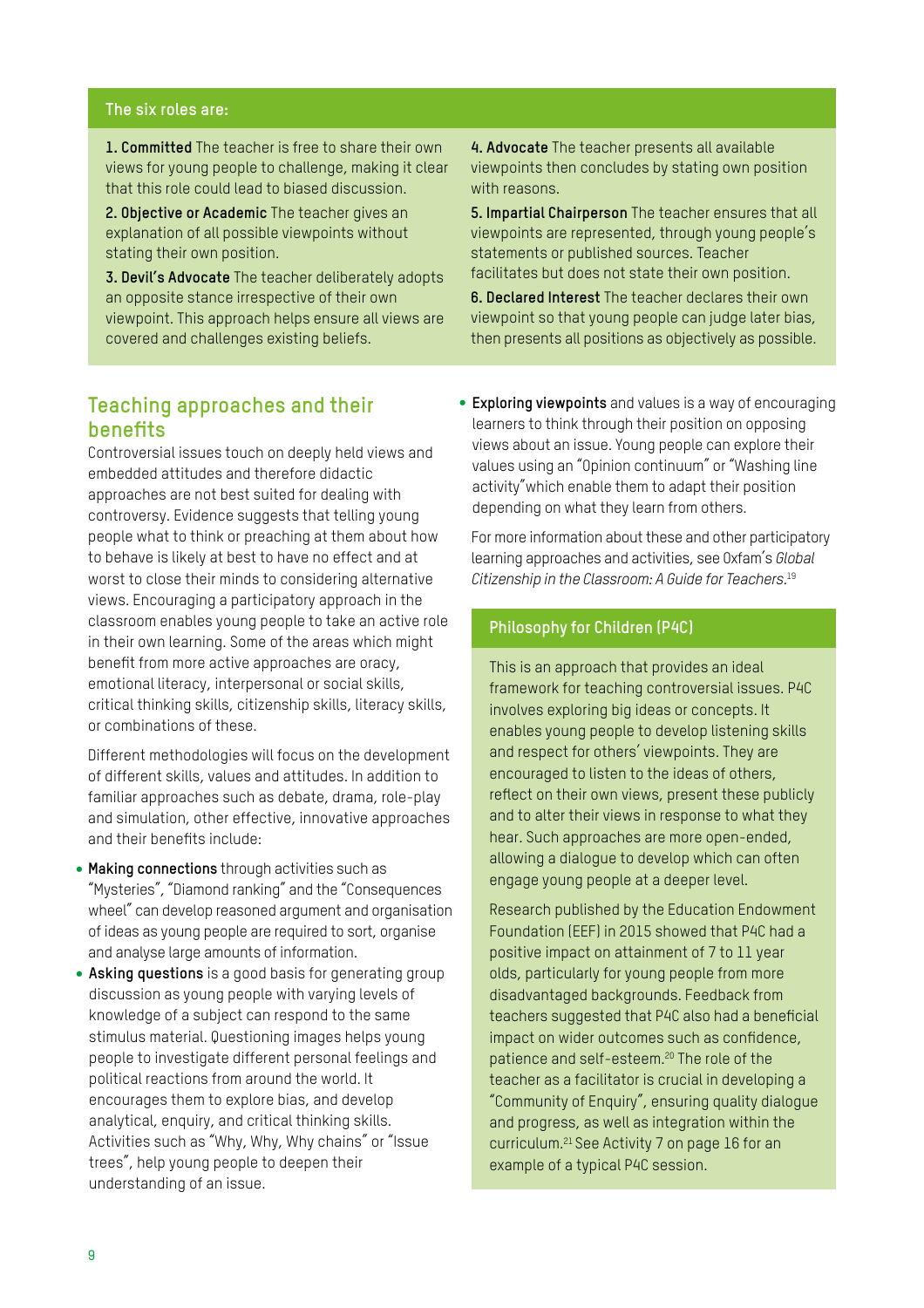**The six roles are:**

**1. Committed** The teacher is free to share their own views for young people to challenge, making it clear that this role could lead to biased discussion.

**2. Objective or Academic** The teacher gives an explanation of all possible viewpoints without stating their own position.

**3. Devil's Advocate** The teacher deliberately adopts an opposite stance irrespective of their own viewpoint. This approach helps ensure all views are covered and challenges existing beliefs.

**4. Advocate** The teacher presents all available viewpoints then concludes by stating own position with reasons.

**5. Impartial Chairperson** The teacher ensures that all viewpoints are represented, through young people's statements or published sources. Teacher facilitates but does not state their own position.

**6. Declared Interest** The teacher declares their own viewpoint so that young people can judge later bias, then presents all positions as objectively as possible.

## Teaching approaches and their benefits

Controversial issues touch on deeply held views and embedded attitudes and therefore didactic approaches are not best suited for dealing with controversy. Evidence suggests that telling young people what to think or preaching at them about how to behave is likely at best to have no effect and at worst to close their minds to considering alternative views. Encouraging a participatory approach in the classroom enables young people to take an active role in their own learning. Some of the areas which might benefit from more active approaches are oracy, emotional literacy, interpersonal or social skills, critical thinking skills, citizenship skills, literacy skills, or combinations of these.

Different methodologies will focus on the development of different skills, values and attitudes. In addition to familiar approaches such as debate, drama, role-play and simulation, other effective, innovative approaches and their benefits include:

- **Making connections** through activities such as "Mysteries", "Diamond ranking" and the "Consequences wheel" can develop reasoned argument and organisation of ideas as young people are required to sort, organise and analyse large amounts of information.
- **Asking questions** is a good basis for generating group discussion as young people with varying levels of knowledge of a subject can respond to the same stimulus material. Questioning images helps young people to investigate different personal feelings and political reactions from around the world. It encourages them to explore bias, and develop analytical, enquiry, and critical thinking skills. Activities such as "Why, Why, Why chains" or "Issue trees", help young people to deepen their understanding of an issue.
- **Exploring viewpoints** and values is a way of encouraging learners to think through their position on opposing views about an issue. Young people can explore their values using an "Opinion continuum" or "Washing line activity"which enable them to adapt their position depending on what they learn from others.

For more information about these and other participatory learning approaches and activities, see Oxfam's *Global Citizenship in the Classroom: A Guide for Teachers.*[19]

### Philosophy for Children (P4C)

This is an approach that provides an ideal framework for teaching controversial issues. P4C involves exploring big ideas or concepts. It enables young people to develop listening skills and respect for others' viewpoints. They are encouraged to listen to the ideas of others, reflect on their own views, present these publicly and to alter their views in response to what they hear. Such approaches are more open-ended, allowing a dialogue to develop which can often engage young people at a deeper level.

Research published by the Education Endowment Foundation (EEF) in 2015 showed that P4C had a positive impact on attainment of 7 to 11 year olds, particularly for young people from more disadvantaged backgrounds. Feedback from teachers suggested that P4C also had a beneficial impact on wider outcomes such as confidence, patience and self-esteem.[20] The role of the teacher as a facilitator is crucial in developing a "Community of Enquiry", ensuring quality dialogue and progress, as well as integration within the curriculum.[21] See Activity 7 on page 16 for an example of a typical P4C session.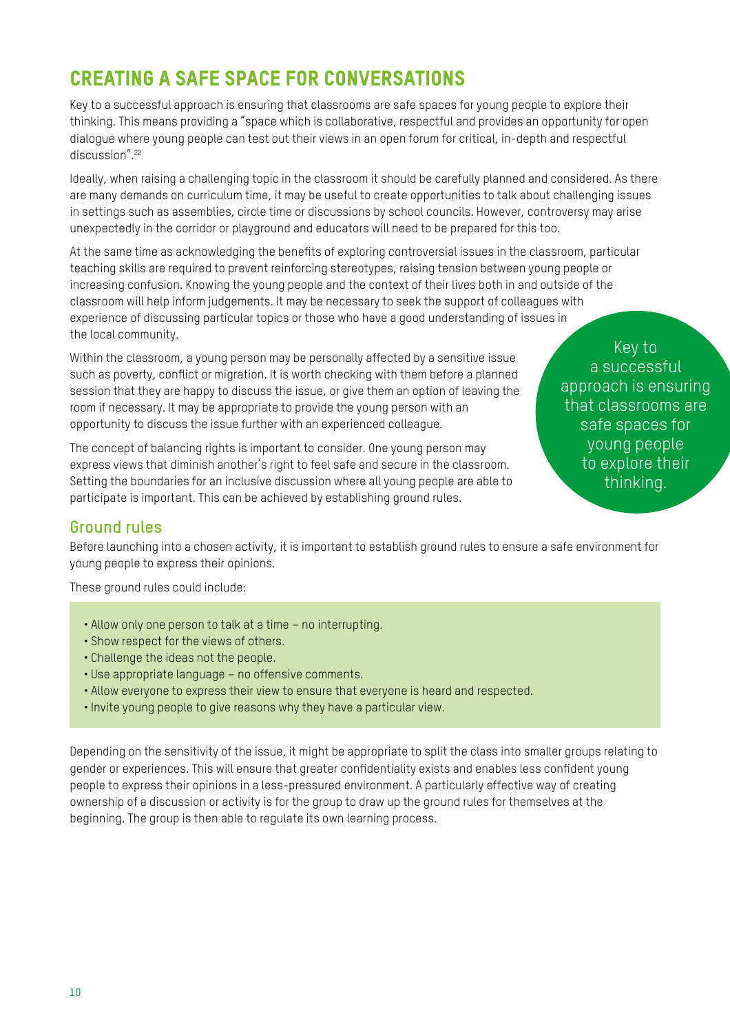## CREATING A SAFE SPACE FOR CONVERSATIONS

Key to a successful approach is ensuring that classrooms are safe spaces for young people to explore their thinking. This means providing a "space which is collaborative, respectful and provides an opportunity for open dialogue where young people can test out their views in an open forum for critical, in-depth and respectful discussion".[22]

Ideally, when raising a challenging topic in the classroom it should be carefully planned and considered. As there are many demands on curriculum time, it may be useful to create opportunities to talk about challenging issues in settings such as assemblies, circle time or discussions by school councils. However, controversy may arise unexpectedly in the corridor or playground and educators will need to be prepared for this too.

At the same time as acknowledging the benefits of exploring controversial issues in the classroom, particular teaching skills are required to prevent reinforcing stereotypes, raising tension between young people or increasing confusion. Knowing the young people and the context of their lives both in and outside of the classroom will help inform judgements. It may be necessary to seek the support of colleagues with experience of discussing particular topics or those who have a good understanding of issues in the local community.

Within the classroom, a young person may be personally affected by a sensitive issue such as poverty, conflict or migration. It is worth checking with them before a planned session that they are happy to discuss the issue, or give them an option of leaving the room if necessary. It may be appropriate to provide the young person with an opportunity to discuss the issue further with an experienced colleague.

The concept of balancing rights is important to consider. One young person may express views that diminish another's right to feel safe and secure in the classroom. Setting the boundaries for an inclusive discussion where all young people are able to participate is important. This can be achieved by establishing ground rules.

> Key to a successful approach is ensuring that classrooms are safe spaces for young people to explore their thinking.

### Ground rules

Before launching into a chosen activity, it is important to establish ground rules to ensure a safe environment for young people to express their opinions.

These ground rules could include:

- Allow only one person to talk at a time – no interrupting.
- Show respect for the views of others.
- Challenge the ideas not the people.
- Use appropriate language – no offensive comments.
- Allow everyone to express their view to ensure that everyone is heard and respected.
- Invite young people to give reasons why they have a particular view.

Depending on the sensitivity of the issue, it might be appropriate to split the class into smaller groups relating to gender or experiences. This will ensure that greater confidentiality exists and enables less confident young people to express their opinions in a less-pressured environment. A particularly effective way of creating ownership of a discussion or activity is for the group to draw up the ground rules for themselves at the beginning. The group is then able to regulate its own learning process.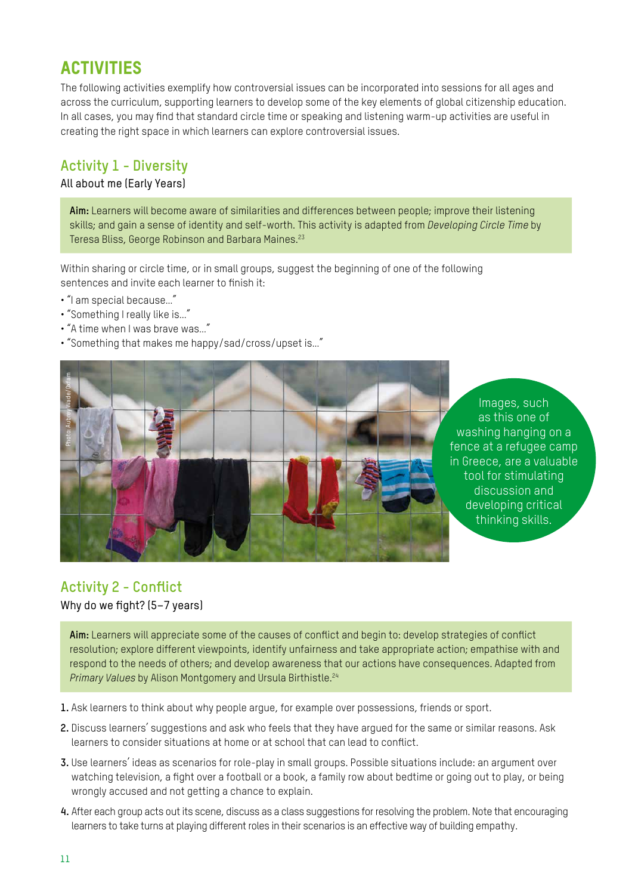## ACTIVITIES

The following activities exemplify how controversial issues can be incorporated into sessions for all ages and across the curriculum, supporting learners to develop some of the key elements of global citizenship education. In all cases, you may find that standard circle time or speaking and listening warm-up activities are useful in creating the right space in which learners can explore controversial issues.

### Activity 1 - Diversity

All about me (Early Years)

**Aim:** Learners will become aware of similarities and differences between people; improve their listening skills; and gain a sense of identity and self-worth. This activity is adapted from *Developing Circle Time* by Teresa Bliss, George Robinson and Barbara Maines.[23]

Within sharing or circle time, or in small groups, suggest the beginning of one of the following sentences and invite each learner to finish it:

- "I am special because…"
- "Something I really like is…"
- "A time when I was brave was…"
- "Something that makes me happy/sad/cross/upset is…"

Photo: Aubrey Wade/Oxfam

Images, such as this one of washing hanging on a fence at a refugee camp in Greece, are a valuable tool for stimulating discussion and developing critical thinking skills.

### Activity 2 - Conflict

Why do we fight? (5–7 years)

**Aim:** Learners will appreciate some of the causes of conflict and begin to: develop strategies of conflict resolution; explore different viewpoints, identify unfairness and take appropriate action; empathise with and respond to the needs of others; and develop awareness that our actions have consequences. Adapted from *Primary Values* by Alison Montgomery and Ursula Birthistle.[24]

1. Ask learners to think about why people argue, for example over possessions, friends or sport.
2. Discuss learners' suggestions and ask who feels that they have argued for the same or similar reasons. Ask learners to consider situations at home or at school that can lead to conflict.
3. Use learners' ideas as scenarios for role-play in small groups. Possible situations include: an argument over watching television, a fight over a football or a book, a family row about bedtime or going out to play, or being wrongly accused and not getting a chance to explain.
4. After each group acts out its scene, discuss as a class suggestions for resolving the problem. Note that encouraging learners to take turns at playing different roles in their scenarios is an effective way of building empathy.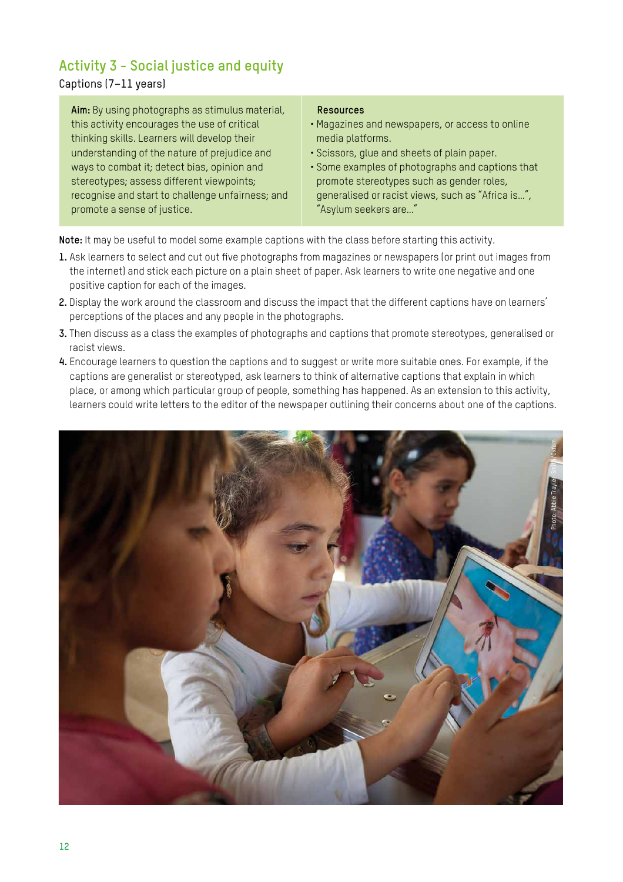## Activity 3 - Social justice and equity

Captions (7–11 years)

**Aim:** By using photographs as stimulus material, this activity encourages the use of critical thinking skills. Learners will develop their understanding of the nature of prejudice and ways to combat it; detect bias, opinion and stereotypes; assess different viewpoints; recognise and start to challenge unfairness; and promote a sense of justice.

**Resources**

- Magazines and newspapers, or access to online media platforms.
- Scissors, glue and sheets of plain paper.
- Some examples of photographs and captions that promote stereotypes such as gender roles, generalised or racist views, such as "Africa is…", "Asylum seekers are…"

**Note:** It may be useful to model some example captions with the class before starting this activity.

1. Ask learners to select and cut out five photographs from magazines or newspapers (or print out images from the internet) and stick each picture on a plain sheet of paper. Ask learners to write one negative and one positive caption for each of the images.
2. Display the work around the classroom and discuss the impact that the different captions have on learners' perceptions of the places and any people in the photographs.
3. Then discuss as a class the examples of photographs and captions that promote stereotypes, generalised or racist views.
4. Encourage learners to question the captions and to suggest or write more suitable ones. For example, if the captions are generalist or stereotyped, ask learners to think of alternative captions that explain in which place, or among which particular group of people, something has happened. As an extension to this activity, learners could write letters to the editor of the newspaper outlining their concerns about one of the captions.

Photo: Abbie Trayler-Smith/Oxfam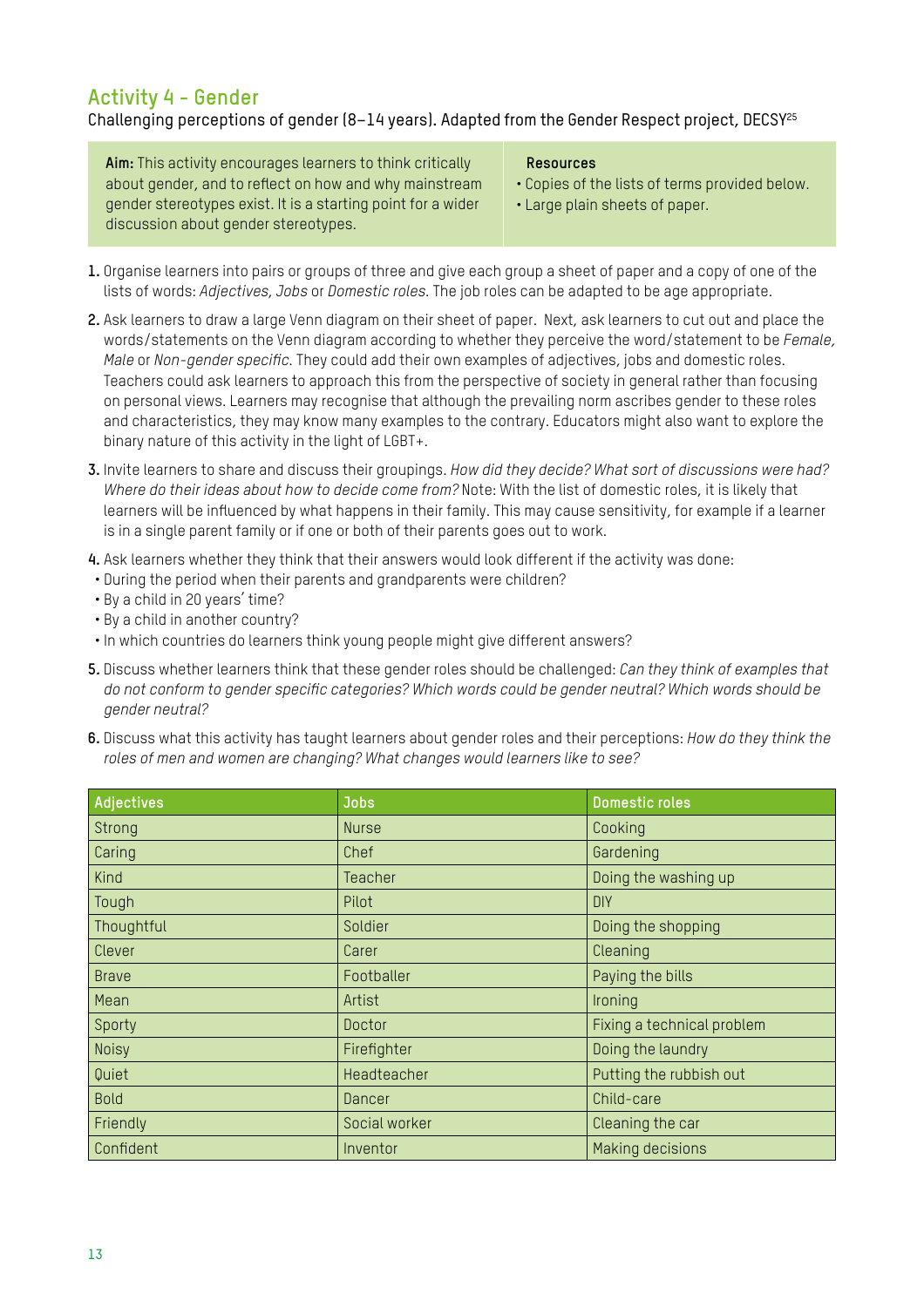## Activity 4 - Gender

Challenging perceptions of gender (8–14 years). Adapted from the Gender Respect project, DECSY[25]

**Aim:** This activity encourages learners to think critically about gender, and to reflect on how and why mainstream gender stereotypes exist. It is a starting point for a wider discussion about gender stereotypes.

**Resources**

- Copies of the lists of terms provided below.
- Large plain sheets of paper.

1. Organise learners into pairs or groups of three and give each group a sheet of paper and a copy of one of the lists of words: *Adjectives, Jobs* or *Domestic roles*. The job roles can be adapted to be age appropriate.
2. Ask learners to draw a large Venn diagram on their sheet of paper. Next, ask learners to cut out and place the words/statements on the Venn diagram according to whether they perceive the word/statement to be *Female, Male* or *Non-gender specific*. They could add their own examples of adjectives, jobs and domestic roles. Teachers could ask learners to approach this from the perspective of society in general rather than focusing on personal views. Learners may recognise that although the prevailing norm ascribes gender to these roles and characteristics, they may know many examples to the contrary. Educators might also want to explore the binary nature of this activity in the light of LGBT+.
3. Invite learners to share and discuss their groupings. *How did they decide? What sort of discussions were had? Where do their ideas about how to decide come from?* Note: With the list of domestic roles, it is likely that learners will be influenced by what happens in their family. This may cause sensitivity, for example if a learner is in a single parent family or if one or both of their parents goes out to work.
4. Ask learners whether they think that their answers would look different if the activity was done:
   - During the period when their parents and grandparents were children?
   - By a child in 20 years' time?
   - By a child in another country?
   - In which countries do learners think young people might give different answers?
5. Discuss whether learners think that these gender roles should be challenged: *Can they think of examples that do not conform to gender specific categories? Which words could be gender neutral? Which words should be gender neutral?*
6. Discuss what this activity has taught learners about gender roles and their perceptions: *How do they think the roles of men and women are changing? What changes would learners like to see?*

| Adjectives | Jobs | Domestic roles |
|---|---|---|
| Strong | Nurse | Cooking |
| Caring | Chef | Gardening |
| Kind | Teacher | Doing the washing up |
| Tough | Pilot | DIY |
| Thoughtful | Soldier | Doing the shopping |
| Clever | Carer | Cleaning |
| Brave | Footballer | Paying the bills |
| Mean | Artist | Ironing |
| Sporty | Doctor | Fixing a technical problem |
| Noisy | Firefighter | Doing the laundry |
| Quiet | Headteacher | Putting the rubbish out |
| Bold | Dancer | Child-care |
| Friendly | Social worker | Cleaning the car |
| Confident | Inventor | Making decisions |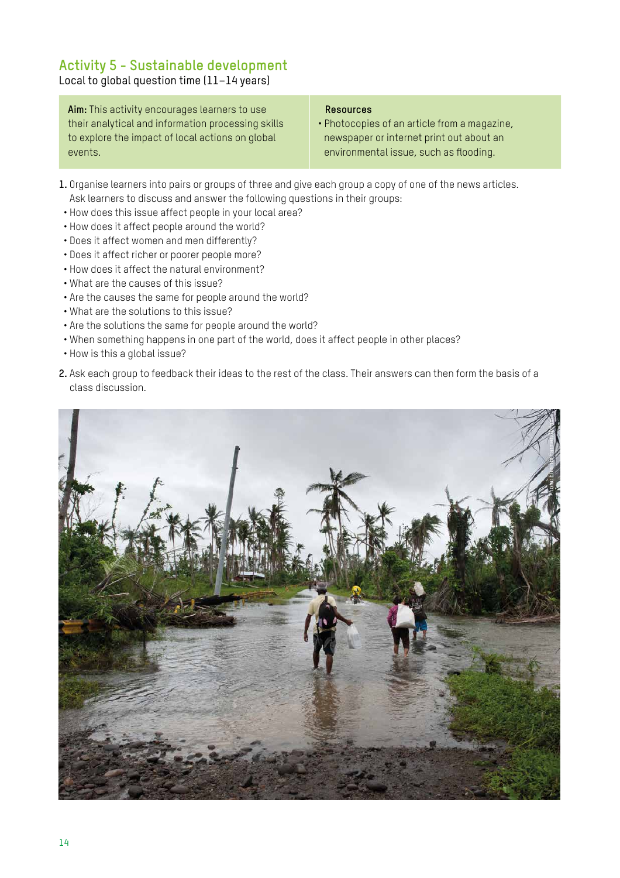## Activity 5 - Sustainable development

Local to global question time (11–14 years)

**Aim:** This activity encourages learners to use their analytical and information processing skills to explore the impact of local actions on global events.

**Resources**

- Photocopies of an article from a magazine, newspaper or internet print out about an environmental issue, such as flooding.

1. Organise learners into pairs or groups of three and give each group a copy of one of the news articles. Ask learners to discuss and answer the following questions in their groups:
   - How does this issue affect people in your local area?
   - How does it affect people around the world?
   - Does it affect women and men differently?
   - Does it affect richer or poorer people more?
   - How does it affect the natural environment?
   - What are the causes of this issue?
   - Are the causes the same for people around the world?
   - What are the solutions to this issue?
   - Are the solutions the same for people around the world?
   - When something happens in one part of the world, does it affect people in other places?
   - How is this a global issue?
2. Ask each group to feedback their ideas to the rest of the class. Their answers can then form the basis of a class discussion.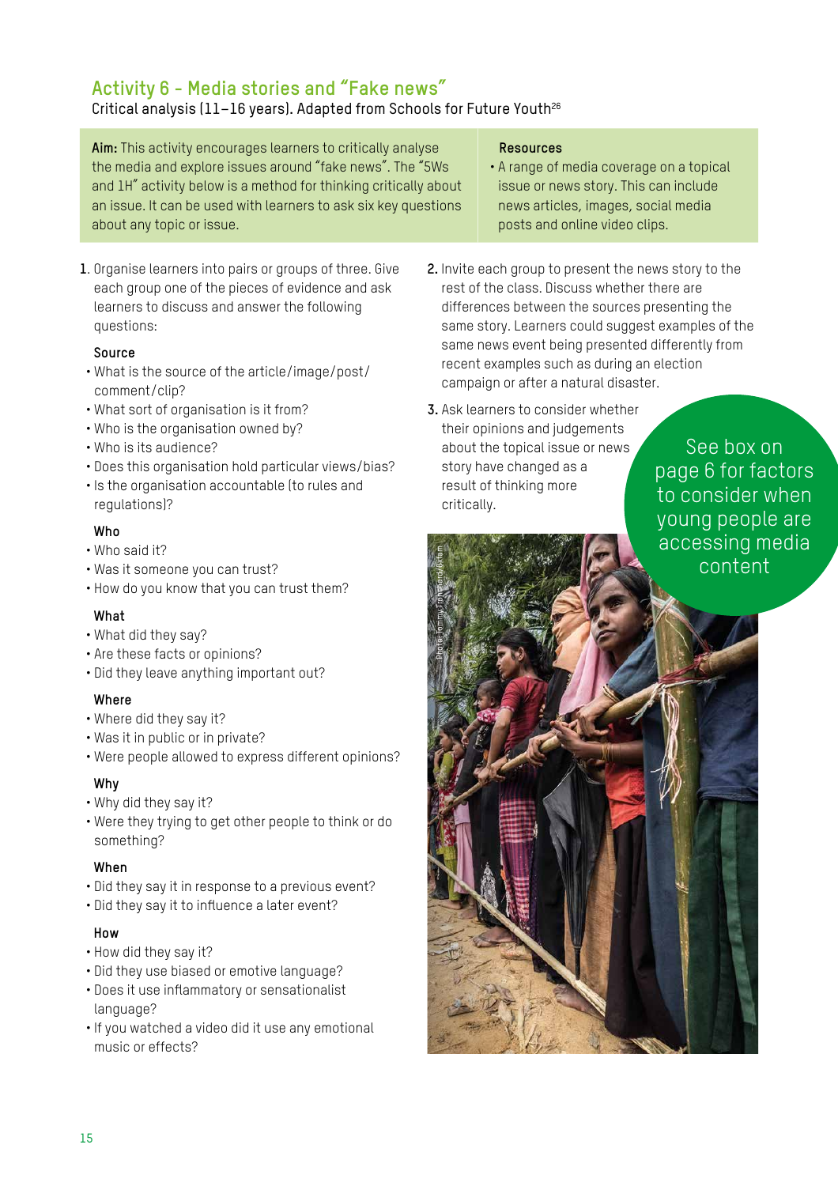## Activity 6 - Media stories and "Fake news"

Critical analysis (11–16 years). Adapted from Schools for Future Youth[26]

**Aim:** This activity encourages learners to critically analyse the media and explore issues around "fake news". The "5Ws and 1H" activity below is a method for thinking critically about an issue. It can be used with learners to ask six key questions about any topic or issue.

**Resources**

- A range of media coverage on a topical issue or news story. This can include news articles, images, social media posts and online video clips.

1. Organise learners into pairs or groups of three. Give each group one of the pieces of evidence and ask learners to discuss and answer the following questions:

   **Source**
   - What is the source of the article/image/post/comment/clip?
   - What sort of organisation is it from?
   - Who is the organisation owned by?
   - Who is its audience?
   - Does this organisation hold particular views/bias?
   - Is the organisation accountable (to rules and regulations)?

   **Who**
   - Who said it?
   - Was it someone you can trust?
   - How do you know that you can trust them?

   **What**
   - What did they say?
   - Are these facts or opinions?
   - Did they leave anything important out?

   **Where**
   - Where did they say it?
   - Was it in public or in private?
   - Were people allowed to express different opinions?

   **Why**
   - Why did they say it?
   - Were they trying to get other people to think or do something?

   **When**
   - Did they say it in response to a previous event?
   - Did they say it to influence a later event?

   **How**
   - How did they say it?
   - Did they use biased or emotive language?
   - Does it use inflammatory or sensationalist language?
   - If you watched a video did it use any emotional music or effects?

2. Invite each group to present the news story to the rest of the class. Discuss whether there are differences between the sources presenting the same story. Learners could suggest examples of the same news event being presented differently from recent examples such as during an election campaign or after a natural disaster.

3. Ask learners to consider whether their opinions and judgements about the topical issue or news story have changed as a result of thinking more critically.

See box on page 6 for factors to consider when young people are accessing media content

Photo: Tommy Trenchard/Oxfam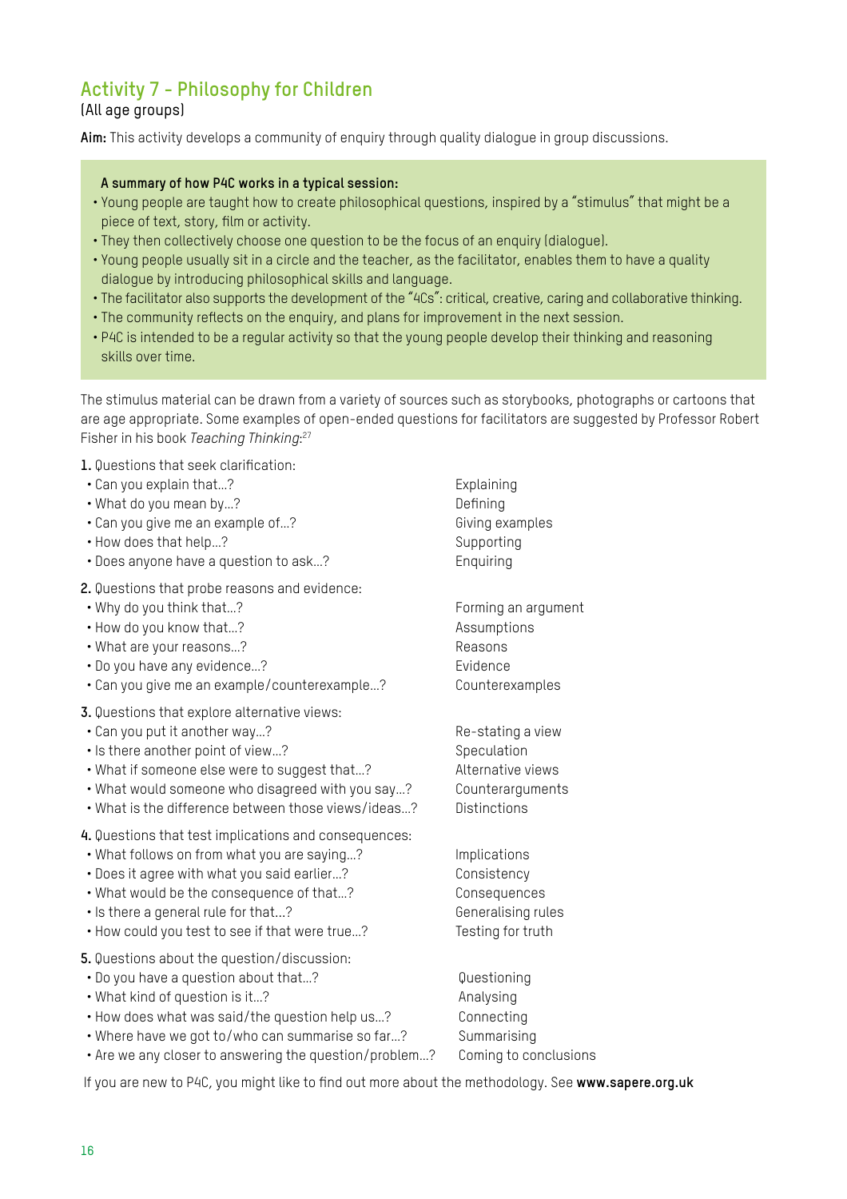## Activity 7 - Philosophy for Children

(All age groups)

**Aim:** This activity develops a community of enquiry through quality dialogue in group discussions.

**A summary of how P4C works in a typical session:**

- Young people are taught how to create philosophical questions, inspired by a "stimulus" that might be a piece of text, story, film or activity.
- They then collectively choose one question to be the focus of an enquiry (dialogue).
- Young people usually sit in a circle and the teacher, as the facilitator, enables them to have a quality dialogue by introducing philosophical skills and language.
- The facilitator also supports the development of the "4Cs": critical, creative, caring and collaborative thinking.
- The community reflects on the enquiry, and plans for improvement in the next session.
- P4C is intended to be a regular activity so that the young people develop their thinking and reasoning skills over time.

The stimulus material can be drawn from a variety of sources such as storybooks, photographs or cartoons that are age appropriate. Some examples of open-ended questions for facilitators are suggested by Professor Robert Fisher in his book *Teaching Thinking*:[27]

**1.** Questions that seek clarification:

| | |
|---|---|
| • Can you explain that...? | Explaining |
| • What do you mean by...? | Defining |
| • Can you give me an example of...? | Giving examples |
| • How does that help...? | Supporting |
| • Does anyone have a question to ask...? | Enquiring |

**2.** Questions that probe reasons and evidence:

| | |
|---|---|
| • Why do you think that...? | Forming an argument |
| • How do you know that...? | Assumptions |
| • What are your reasons...? | Reasons |
| • Do you have any evidence...? | Evidence |
| • Can you give me an example/counterexample...? | Counterexamples |

**3.** Questions that explore alternative views:

| | |
|---|---|
| • Can you put it another way...? | Re-stating a view |
| • Is there another point of view...? | Speculation |
| • What if someone else were to suggest that...? | Alternative views |
| • What would someone who disagreed with you say...? | Counterarguments |
| • What is the difference between those views/ideas...? | Distinctions |

**4.** Questions that test implications and consequences:

| | |
|---|---|
| • What follows on from what you are saying...? | Implications |
| • Does it agree with what you said earlier...? | Consistency |
| • What would be the consequence of that...? | Consequences |
| • Is there a general rule for that...? | Generalising rules |
| • How could you test to see if that were true...? | Testing for truth |

**5.** Questions about the question/discussion:

| | |
|---|---|
| • Do you have a question about that...? | Questioning |
| • What kind of question is it...? | Analysing |
| • How does what was said/the question help us...? | Connecting |
| • Where have we got to/who can summarise so far...? | Summarising |
| • Are we any closer to answering the question/problem...? | Coming to conclusions |

If you are new to P4C, you might like to find out more about the methodology. See **www.sapere.org.uk**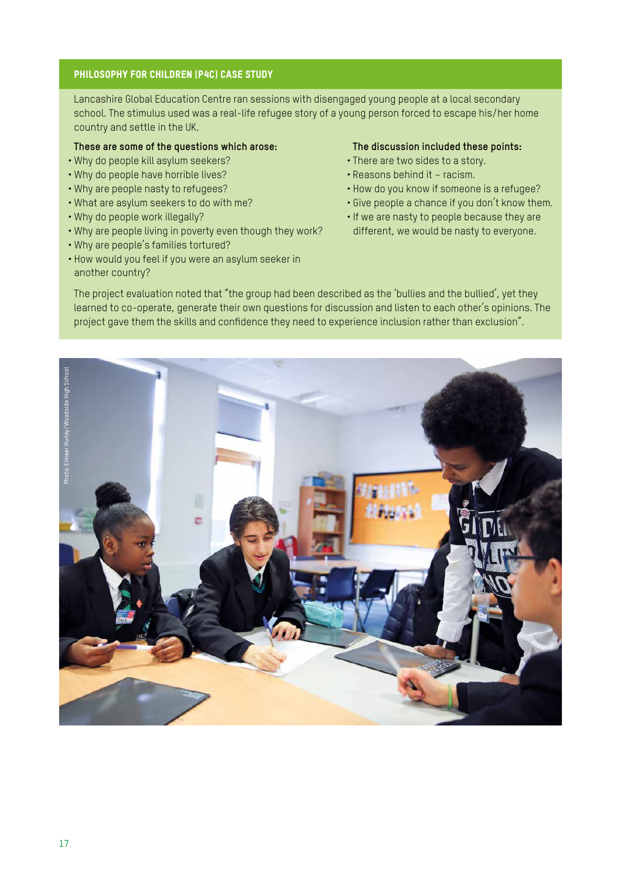## PHILOSOPHY FOR CHILDREN (P4C) CASE STUDY

Lancashire Global Education Centre ran sessions with disengaged young people at a local secondary school. The stimulus used was a real-life refugee story of a young person forced to escape his/her home country and settle in the UK.

**These are some of the questions which arose:**

- Why do people kill asylum seekers?
- Why do people have horrible lives?
- Why are people nasty to refugees?
- What are asylum seekers to do with me?
- Why do people work illegally?
- Why are people living in poverty even though they work?
- Why are people's families tortured?
- How would you feel if you were an asylum seeker in another country?

**The discussion included these points:**

- There are two sides to a story.
- Reasons behind it – racism.
- How do you know if someone is a refugee?
- Give people a chance if you don't know them.
- If we are nasty to people because they are different, we would be nasty to everyone.

The project evaluation noted that "the group had been described as the 'bullies and the bullied', yet they learned to co-operate, generate their own questions for discussion and listen to each other's opinions. The project gave them the skills and confidence they need to experience inclusion rather than exclusion".

Photo: Eimear Hurley/Woodside High School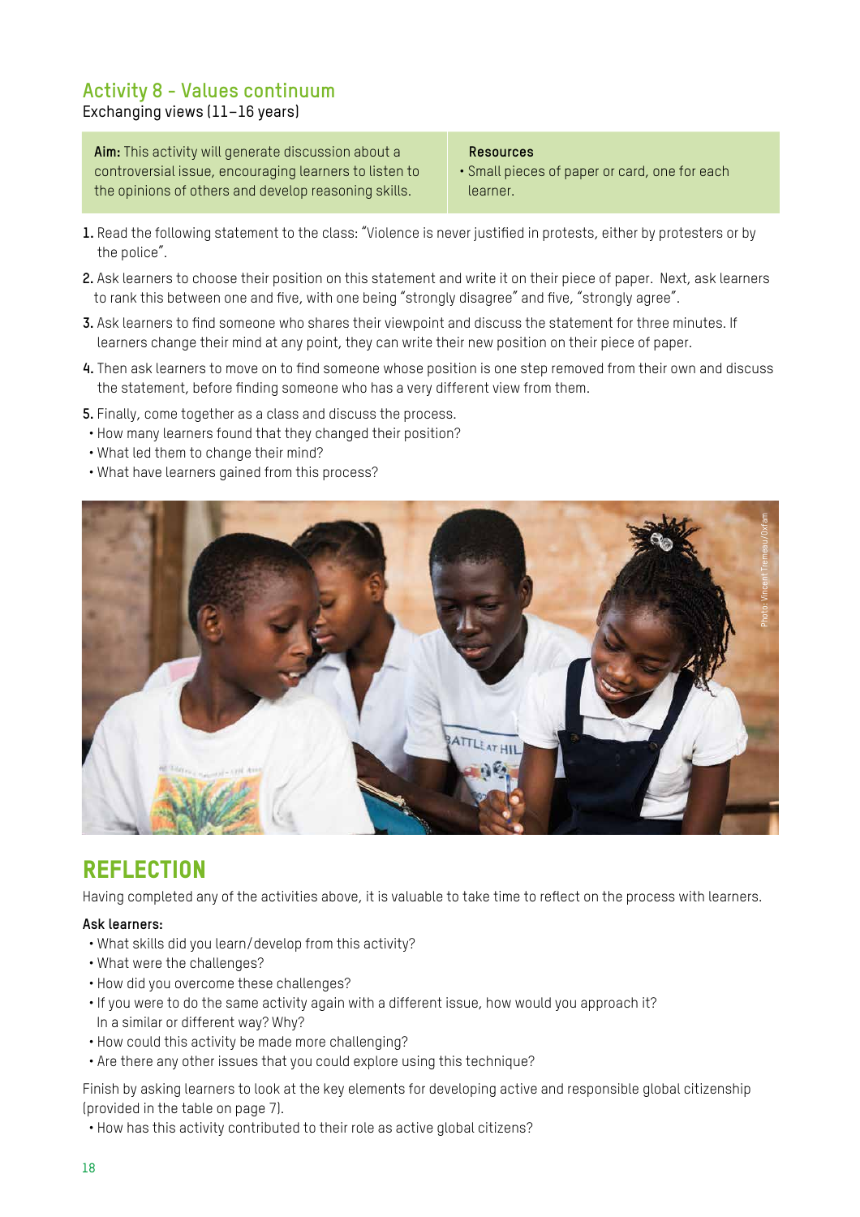## Activity 8 - Values continuum

Exchanging views (11–16 years)

| **Aim:** This activity will generate discussion about a controversial issue, encouraging learners to listen to the opinions of others and develop reasoning skills. | **Resources**<br>• Small pieces of paper or card, one for each learner. |
| --- | --- |

1. Read the following statement to the class: "Violence is never justified in protests, either by protesters or by the police".
2. Ask learners to choose their position on this statement and write it on their piece of paper. Next, ask learners to rank this between one and five, with one being "strongly disagree" and five, "strongly agree".
3. Ask learners to find someone who shares their viewpoint and discuss the statement for three minutes. If learners change their mind at any point, they can write their new position on their piece of paper.
4. Then ask learners to move on to find someone whose position is one step removed from their own and discuss the statement, before finding someone who has a very different view from them.
5. Finally, come together as a class and discuss the process.
   - How many learners found that they changed their position?
   - What led them to change their mind?
   - What have learners gained from this process?

Photo: Vincent Tremeau/Oxfam

## REFLECTION

Having completed any of the activities above, it is valuable to take time to reflect on the process with learners.

**Ask learners:**

- What skills did you learn/develop from this activity?
- What were the challenges?
- How did you overcome these challenges?
- If you were to do the same activity again with a different issue, how would you approach it? In a similar or different way? Why?
- How could this activity be made more challenging?
- Are there any other issues that you could explore using this technique?

Finish by asking learners to look at the key elements for developing active and responsible global citizenship (provided in the table on page 7).

- How has this activity contributed to their role as active global citizens?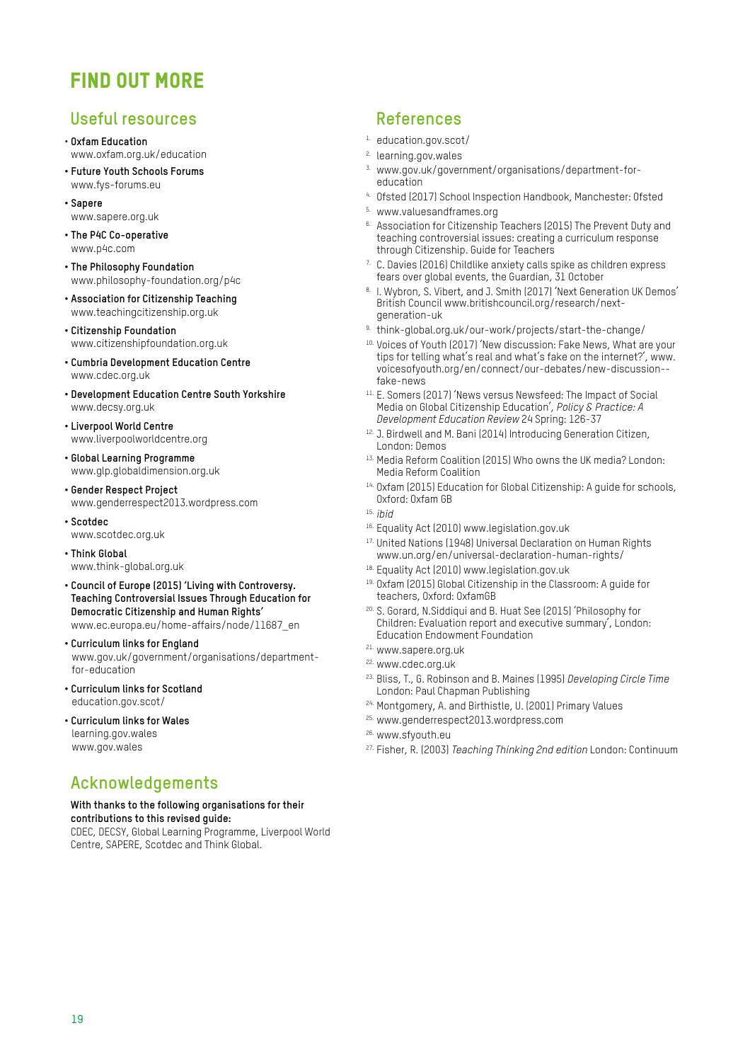# FIND OUT MORE

## Useful resources

- **Oxfam Education**
  www.oxfam.org.uk/education
- **Future Youth Schools Forums**
  www.fys-forums.eu
- **Sapere**
  www.sapere.org.uk
- **The P4C Co-operative**
  www.p4c.com
- **The Philosophy Foundation**
  www.philosophy-foundation.org/p4c
- **Association for Citizenship Teaching**
  www.teachingcitizenship.org.uk
- **Citizenship Foundation**
  www.citizenshipfoundation.org.uk
- **Cumbria Development Education Centre**
  www.cdec.org.uk
- **Development Education Centre South Yorkshire**
  www.decsy.org.uk
- **Liverpool World Centre**
  www.liverpoolworldcentre.org
- **Global Learning Programme**
  www.glp.globaldimension.org.uk
- **Gender Respect Project**
  www.genderrespect2013.wordpress.com
- **Scotdec**
  www.scotdec.org.uk
- **Think Global**
  www.think-global.org.uk
- **Council of Europe (2015) 'Living with Controversy. Teaching Controversial Issues Through Education for Democratic Citizenship and Human Rights'**
  www.ec.europa.eu/home-affairs/node/11687_en
- **Curriculum links for England**
  www.gov.uk/government/organisations/department-for-education
- **Curriculum links for Scotland**
  education.gov.scot/
- **Curriculum links for Wales**
  learning.gov.wales
  www.gov.wales

## Acknowledgements

**With thanks to the following organisations for their contributions to this revised guide:**
CDEC, DECSY, Global Learning Programme, Liverpool World Centre, SAPERE, Scotdec and Think Global.

## References

1. education.gov.scot/
2. learning.gov.wales
3. www.gov.uk/government/organisations/department-for-education
4. Ofsted (2017) School Inspection Handbook, Manchester: Ofsted
5. www.valuesandframes.org
6. Association for Citizenship Teachers (2015) The Prevent Duty and teaching controversial issues: creating a curriculum response through Citizenship. Guide for Teachers
7. C. Davies (2016) Childlike anxiety calls spike as children express fears over global events, the Guardian, 31 October
8. I. Wybron, S. Vibert, and J. Smith (2017) 'Next Generation UK Demos' British Council www.britishcouncil.org/research/next-generation-uk
9. think-global.org.uk/our-work/projects/start-the-change/
10. Voices of Youth (2017) 'New discussion: Fake News, What are your tips for telling what's real and what's fake on the internet?', www.voicesofyouth.org/en/connect/our-debates/new-discussion--fake-news
11. E. Somers (2017) 'News versus Newsfeed: The Impact of Social Media on Global Citizenship Education', *Policy & Practice: A Development Education Review* 24 Spring: 126-37
12. J. Birdwell and M. Bani (2014) Introducing Generation Citizen, London: Demos
13. Media Reform Coalition (2015) Who owns the UK media? London: Media Reform Coalition
14. Oxfam (2015) Education for Global Citizenship: A guide for schools, Oxford: Oxfam GB
15. *ibid*
16. Equality Act (2010) www.legislation.gov.uk
17. United Nations (1948) Universal Declaration on Human Rights www.un.org/en/universal-declaration-human-rights/
18. Equality Act (2010) www.legislation.gov.uk
19. Oxfam (2015) Global Citizenship in the Classroom: A guide for teachers, Oxford: OxfamGB
20. S. Gorard, N.Siddiqui and B. Huat See (2015) 'Philosophy for Children: Evaluation report and executive summary', London: Education Endowment Foundation
21. www.sapere.org.uk
22. www.cdec.org.uk
23. Bliss, T., G. Robinson and B. Maines (1995) *Developing Circle Time* London: Paul Chapman Publishing
24. Montgomery, A. and Birthistle, U. (2001) Primary Values
25. www.genderrespect2013.wordpress.com
26. www.sfyouth.eu
27. Fisher, R. (2003) *Teaching Thinking 2nd edition* London: Continuum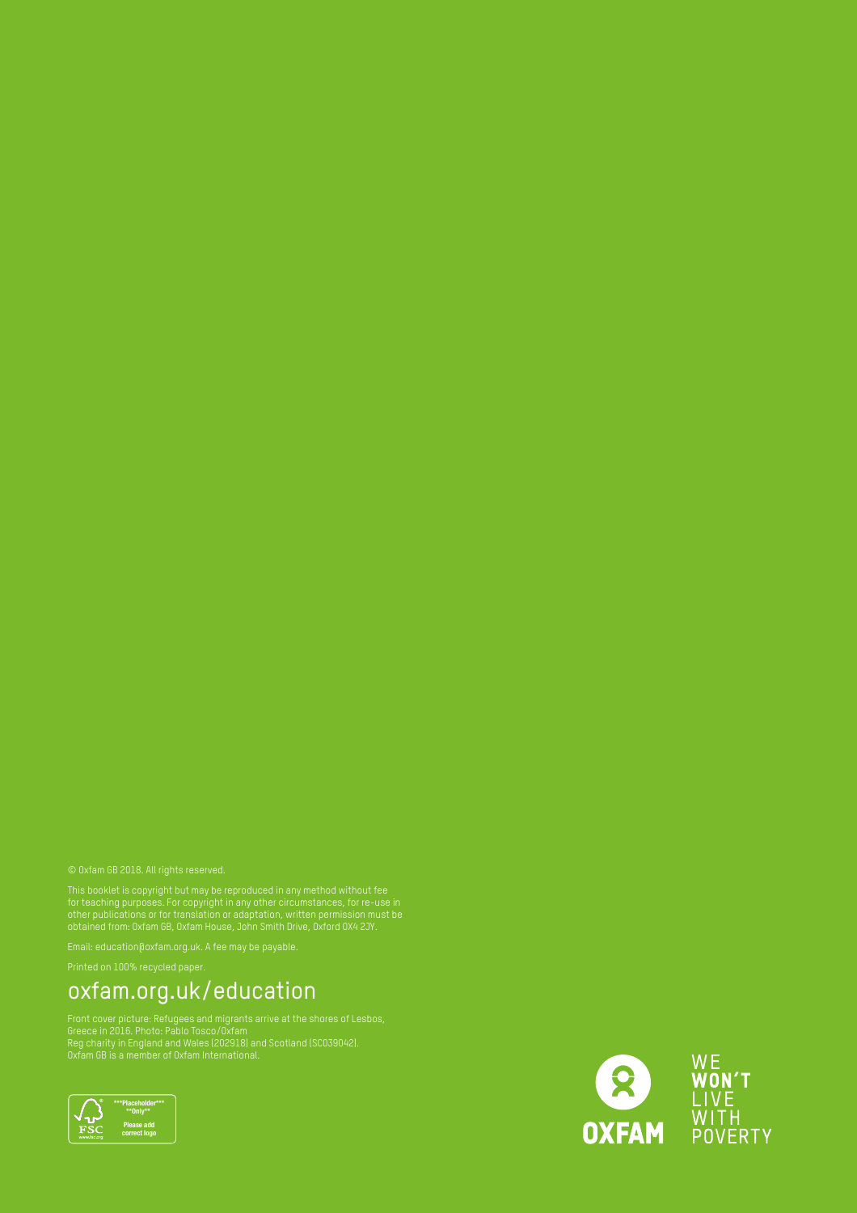© Oxfam GB 2018. All rights reserved.

This booklet is copyright but may be reproduced in any method without fee for teaching purposes. For copyright in any other circumstances, for re-use in other publications or for translation or adaptation, written permission must be obtained from: Oxfam GB, Oxfam House, John Smith Drive, Oxford OX4 2JY.

Email: education@oxfam.org.uk. A fee may be payable.

Printed on 100% recycled paper.

## oxfam.org.uk/education

Front cover picture: Refugees and migrants arrive at the shores of Lesbos, Greece in 2016. Photo: Pablo Tosco/Oxfam
Reg charity in England and Wales (202918) and Scotland (SC039042).
Oxfam GB is a member of Oxfam International.

***Placeholder***
**Only**
Please add correct logo

OXFAM

WE **WON'T** LIVE WITH POVERTY